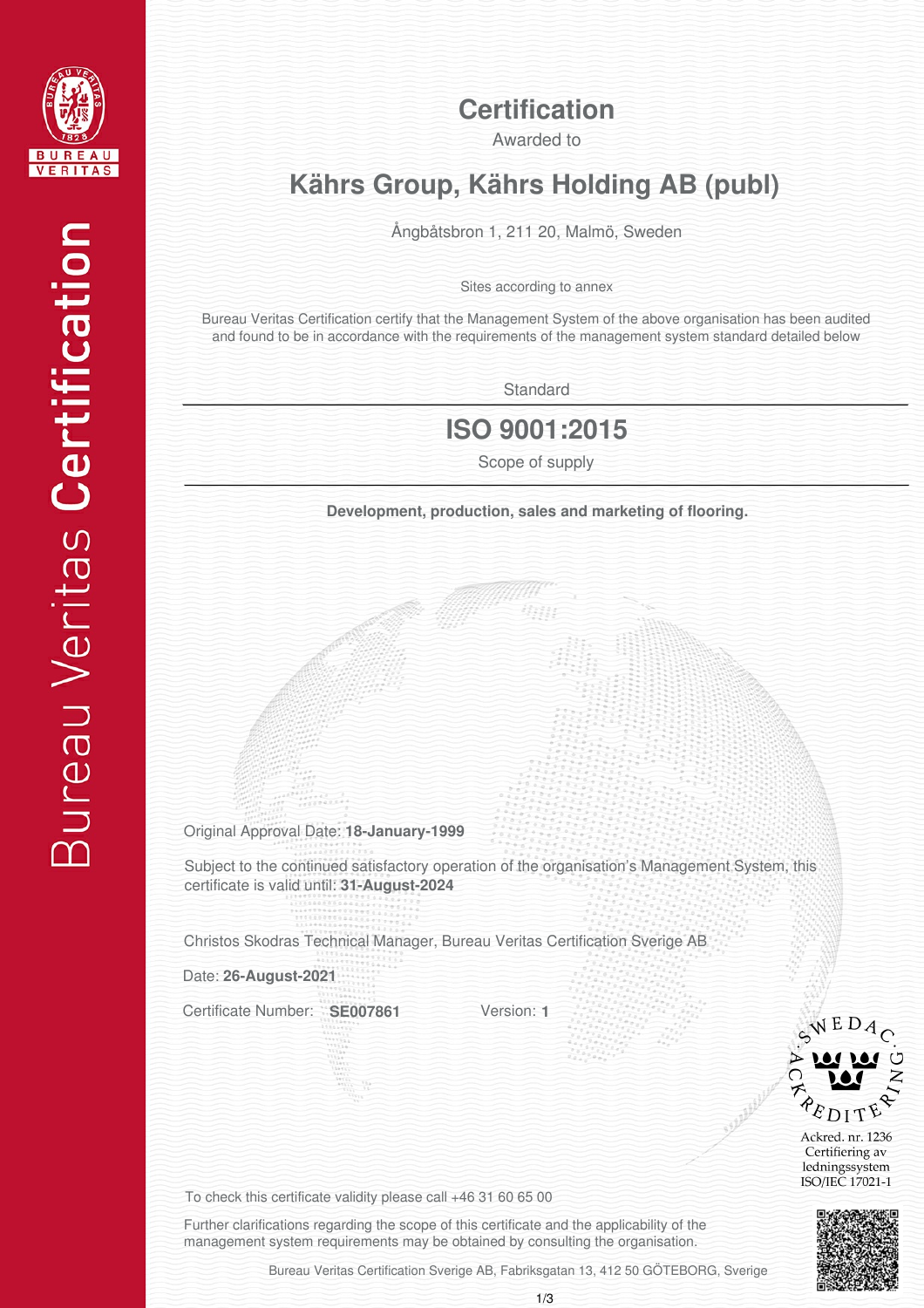# Certification

Awarded to

## Kährs Group, Kährs Holding AB (publ)

Ångbåtsbron 1, 211 20, Malmö, Sweden

Sites according to annex

Bureau Veritas Certification certify that the Management System of the above organisation has been audited and found to be in accordance with the requirements of the management system standard detailed below

Standard

## ISO 9001:2015

Scope of supply

**Development, production, sales and marketing of flooring.**

Original Approval Date: **18-January-1999**

Subject to the continued satisfactory operation of the organisation's Management System, this certificate is valid until: **31-August-2024**

Christos Skodras Technical Manager, Bureau Veritas Certification Sverige AB

Date: **26-August-2021**

Certificate Number: **SE007861** Version: **1**

SWEDAC ACKREDITERING

Ackred. nr. 1236
Certifiering av ledningssystem
ISO/IEC 17021-1

To check this certificate validity please call +46 31 60 65 00

Further clarifications regarding the scope of this certificate and the applicability of the management system requirements may be obtained by consulting the organisation.

Bureau Veritas Certification Sverige AB, Fabriksgatan 13, 412 50 GÖTEBORG, Sverige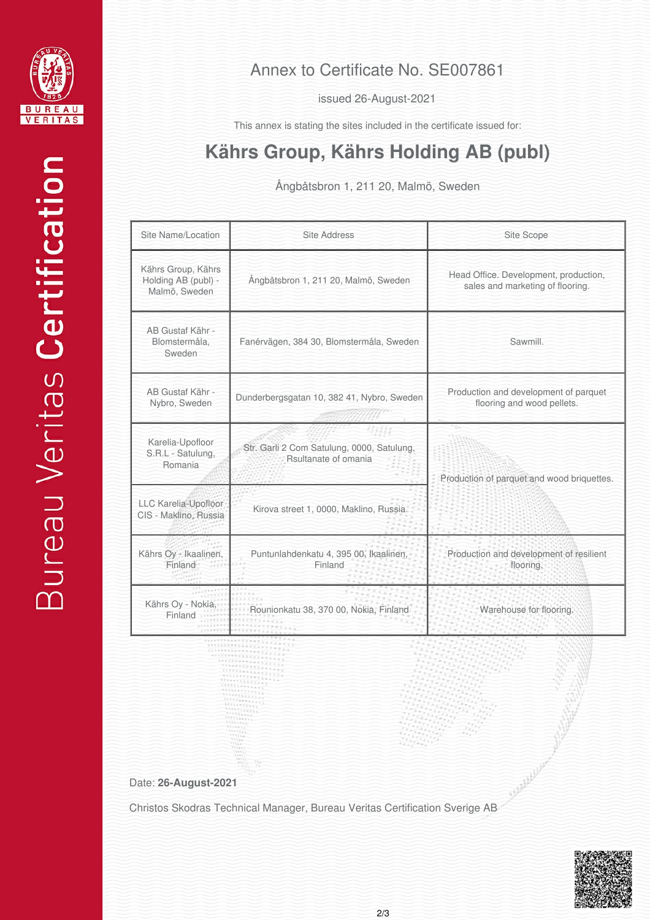# Annex to Certificate No. SE007861

issued 26-August-2021

This annex is stating the sites included in the certificate issued for:

## Kährs Group, Kährs Holding AB (publ)

Ångbåtsbron 1, 211 20, Malmö, Sweden

| Site Name/Location | Site Address | Site Scope |
|---|---|---|
| Kährs Group, Kährs Holding AB (publ) - Malmö, Sweden | Ångbåtsbron 1, 211 20, Malmö, Sweden | Head Office. Development, production, sales and marketing of flooring. |
| AB Gustaf Kähr - Blomstermåla, Sweden | Fanérvägen, 384 30, Blomstermåla, Sweden | Sawmill. |
| AB Gustaf Kähr - Nybro, Sweden | Dunderbergsgatan 10, 382 41, Nybro, Sweden | Production and development of parquet flooring and wood pellets. |
| Karelia-Upofloor S.R.L - Satulung, Romania | Str. Garli 2 Com Satulung, 0000, Satulung, Rsultanate of omania | Production of parquet and wood briquettes. |
| LLC Karelia-Upofloor CIS - Maklino, Russia | Kirova street 1, 0000, Maklino, Russia | Production of parquet and wood briquettes. |
| Kährs Oy - Ikaalinen, Finland | Puntunlahdenkatu 4, 395 00, Ikaalinen, Finland | Production and development of resilient flooring. |
| Kährs Oy - Nokia, Finland | Rounionkatu 38, 370 00, Nokia, Finland | Warehouse for flooring. |

Date: **26-August-2021**

Christos Skodras Technical Manager, Bureau Veritas Certification Sverige AB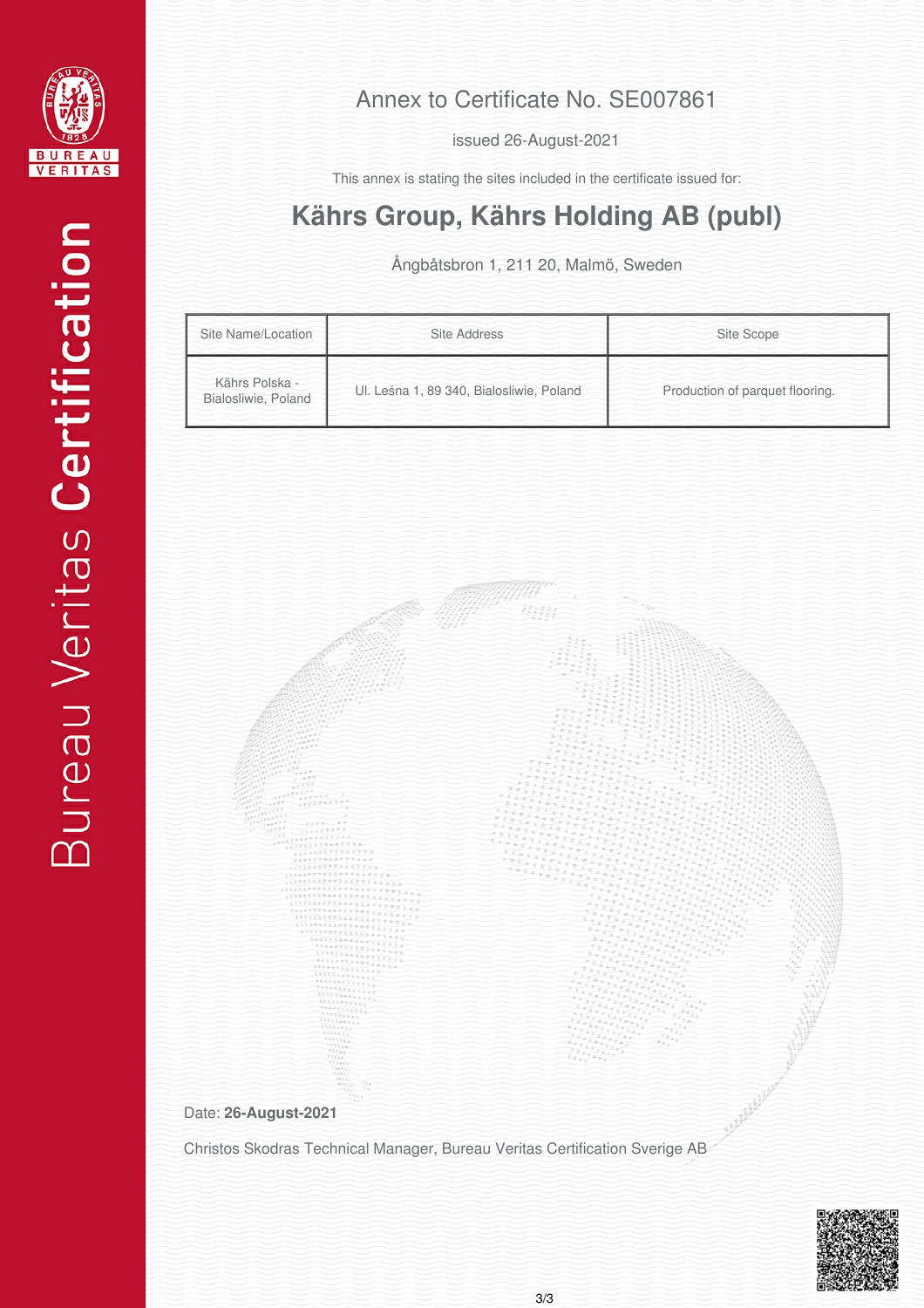# Annex to Certificate No. SE007861

issued 26-August-2021

This annex is stating the sites included in the certificate issued for:

## Kährs Group, Kährs Holding AB (publ)

Ångbåtsbron 1, 211 20, Malmö, Sweden

| Site Name/Location | Site Address | Site Scope |
|---|---|---|
| Kährs Polska - Bialosliwie, Poland | Ul. Leśna 1, 89 340, Bialosliwie, Poland | Production of parquet flooring. |

Date: **26-August-2021**

Christos Skodras Technical Manager, Bureau Veritas Certification Sverige AB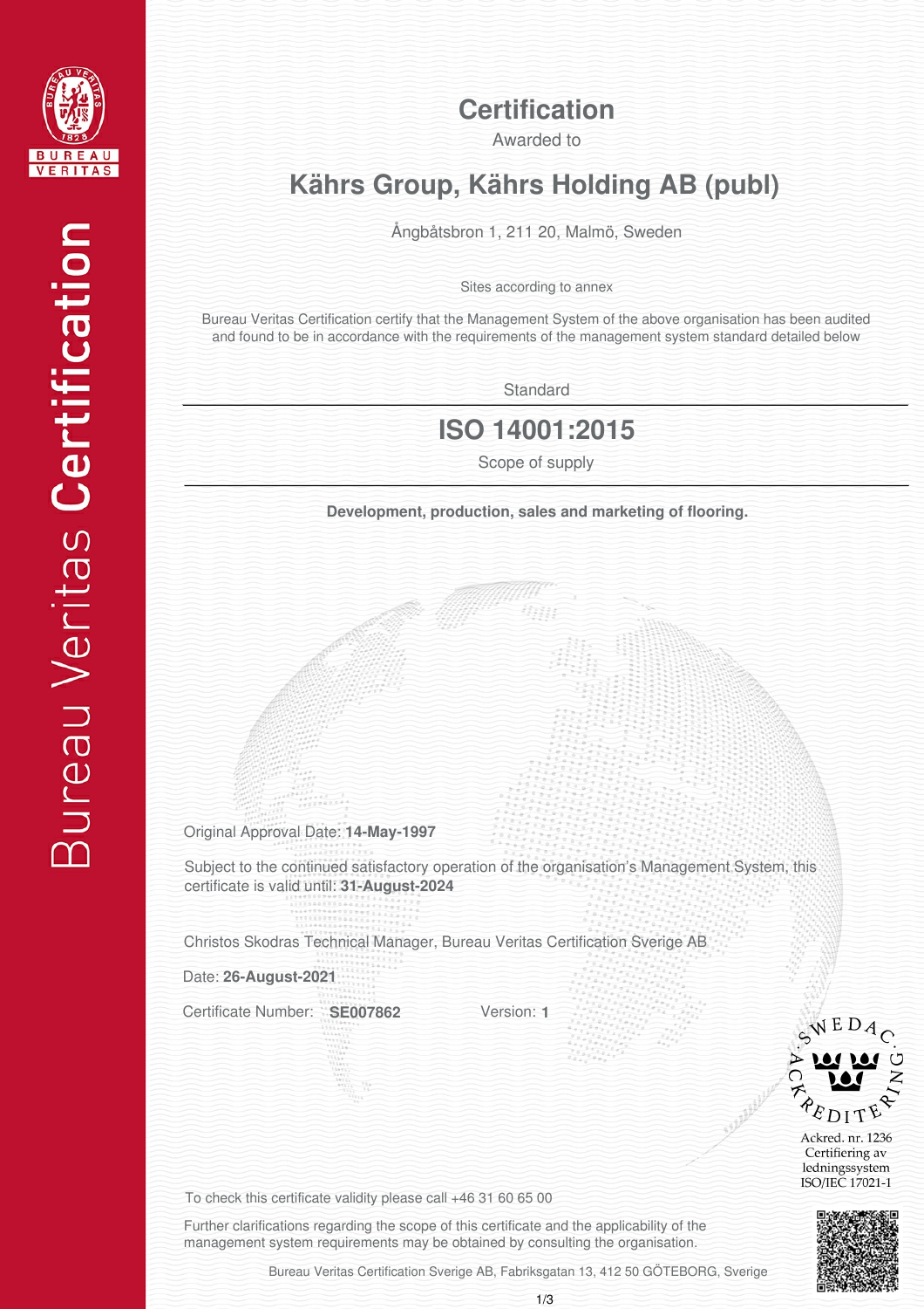Bureau Veritas **Certification**

# Certification

Awarded to

## Kährs Group, Kährs Holding AB (publ)

Ångbåtsbron 1, 211 20, Malmö, Sweden

Sites according to annex

Bureau Veritas Certification certify that the Management System of the above organisation has been audited and found to be in accordance with the requirements of the management system standard detailed below

Standard

## ISO 14001:2015

Scope of supply

**Development, production, sales and marketing of flooring.**

Original Approval Date: **14-May-1997**

Subject to the continued satisfactory operation of the organisation's Management System, this certificate is valid until: **31-August-2024**

Christos Skodras Technical Manager, Bureau Veritas Certification Sverige AB

Date: **26-August-2021**

Certificate Number: **SE007862** Version: **1**

SWEDAC ACKREDITERING
Ackred. nr. 1236
Certifiering av ledningssystem
ISO/IEC 17021-1

To check this certificate validity please call +46 31 60 65 00

Further clarifications regarding the scope of this certificate and the applicability of the management system requirements may be obtained by consulting the organisation.

Bureau Veritas Certification Sverige AB, Fabriksgatan 13, 412 50 GÖTEBORG, Sverige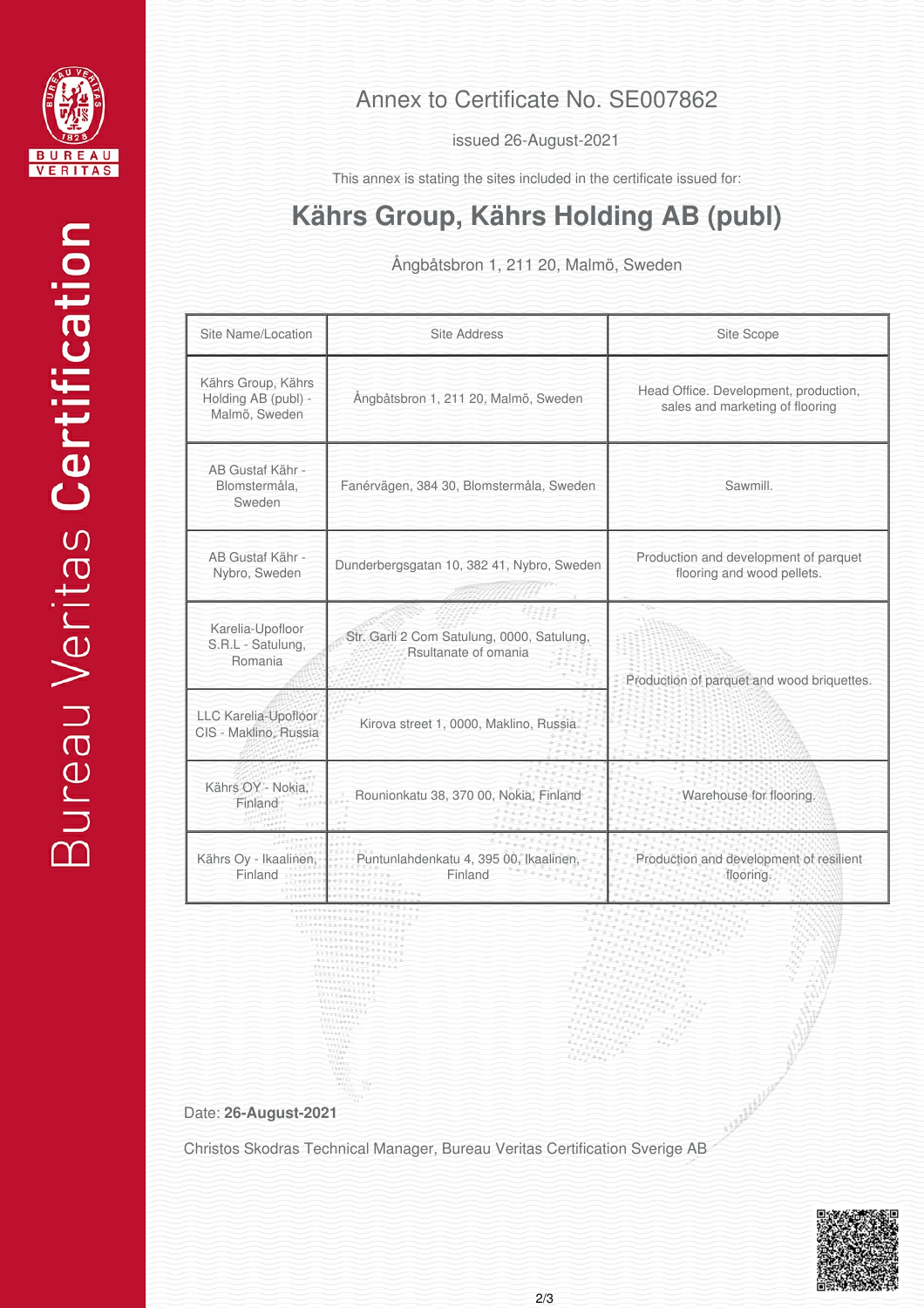# Annex to Certificate No. SE007862

issued 26-August-2021

This annex is stating the sites included in the certificate issued for:

## Kährs Group, Kährs Holding AB (publ)

Ångbåtsbron 1, 211 20, Malmö, Sweden

| Site Name/Location | Site Address | Site Scope |
|---|---|---|
| Kährs Group, Kährs Holding AB (publ) - Malmö, Sweden | Ångbåtsbron 1, 211 20, Malmö, Sweden | Head Office. Development, production, sales and marketing of flooring |
| AB Gustaf Kähr - Blomstermåla, Sweden | Fanérvägen, 384 30, Blomstermåla, Sweden | Sawmill. |
| AB Gustaf Kähr - Nybro, Sweden | Dunderbergsgatan 10, 382 41, Nybro, Sweden | Production and development of parquet flooring and wood pellets. |
| Karelia-Upofloor S.R.L - Satulung, Romania | Str. Garli 2 Com Satulung, 0000, Satulung, Rsultanate of omania | Production of parquet and wood briquettes. |
| LLC Karelia-Upofloor CIS - Maklino, Russia | Kirova street 1, 0000, Maklino, Russia | Production of parquet and wood briquettes. |
| Kährs OY - Nokia, Finland | Rounionkatu 38, 370 00, Nokia, Finland | Warehouse for flooring. |
| Kährs Oy - Ikaalinen, Finland | Puntunlahdenkatu 4, 395 00, Ikaalinen, Finland | Production and development of resilient flooring. |

Date: **26-August-2021**

Christos Skodras Technical Manager, Bureau Veritas Certification Sverige AB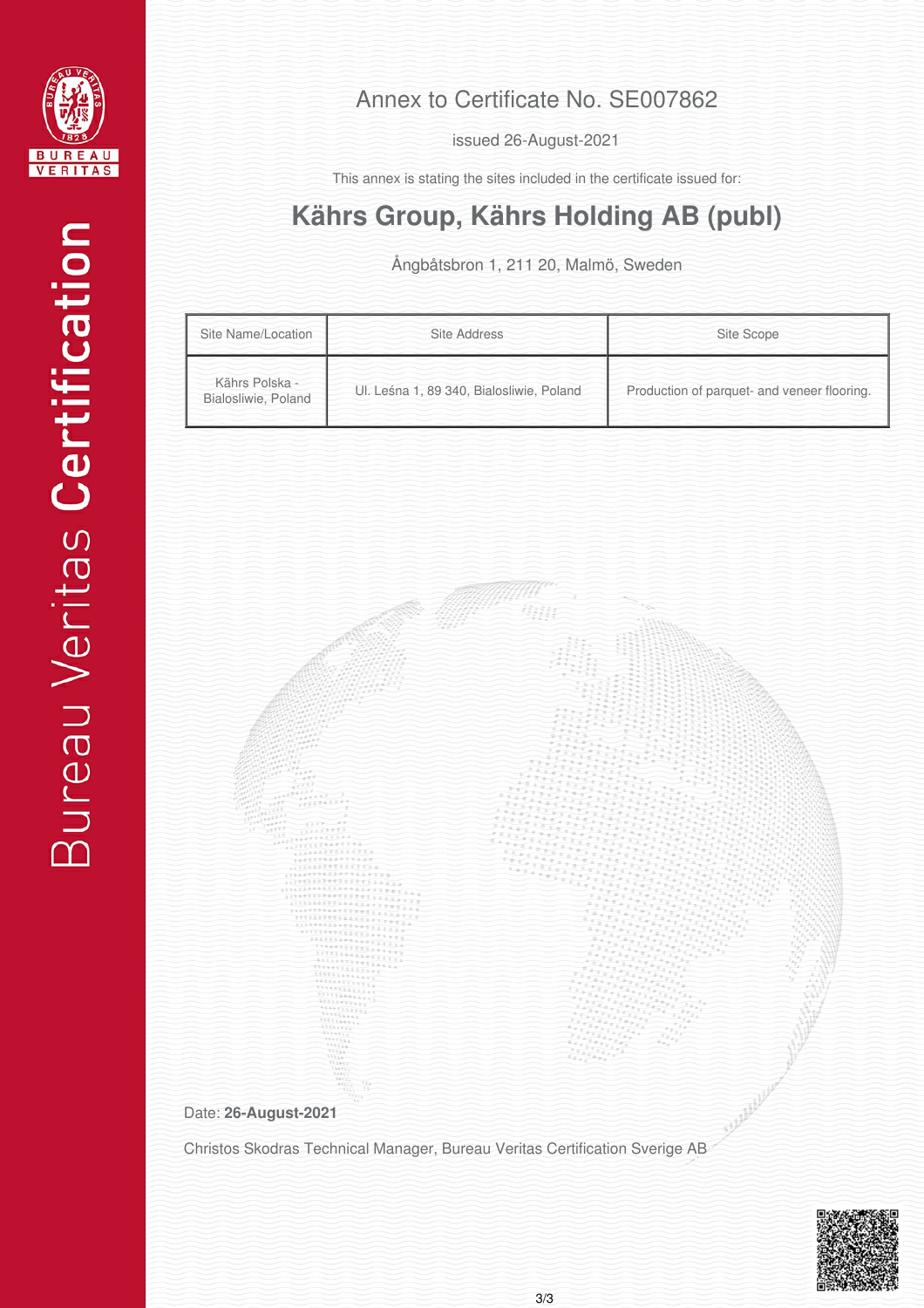Bureau Veritas Certification

# Annex to Certificate No. SE007862

issued 26-August-2021

This annex is stating the sites included in the certificate issued for:

## Kährs Group, Kährs Holding AB (publ)

Ångbåtsbron 1, 211 20, Malmö, Sweden

| Site Name/Location | Site Address | Site Scope |
|---|---|---|
| Kährs Polska - Bialosliwie, Poland | Ul. Leśna 1, 89 340, Bialosliwie, Poland | Production of parquet- and veneer flooring. |

Date: **26-August-2021**

Christos Skodras Technical Manager, Bureau Veritas Certification Sverige AB